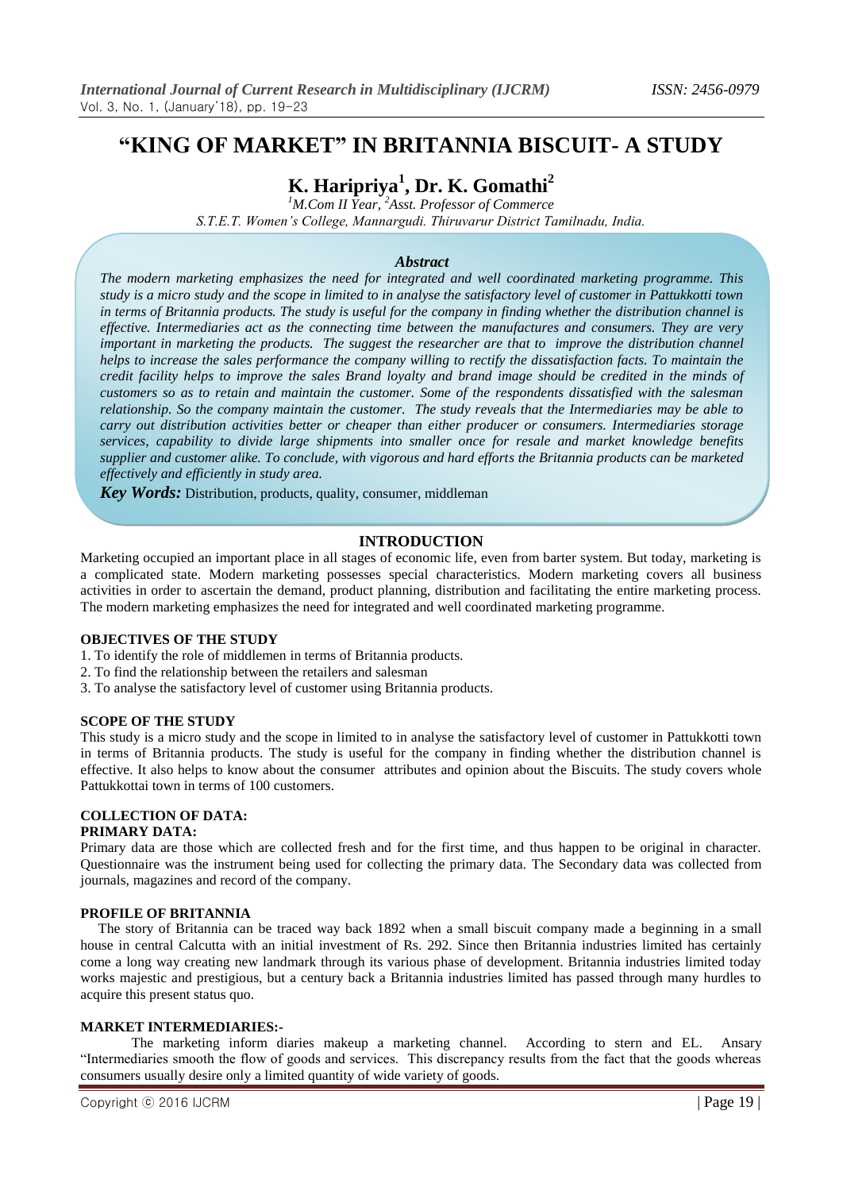# "KING OF MARKET" IN BRITANNIA BISCUIT- A STUDY

## K. Haripriya[1], Dr. K. Gomathi[2]

[1]*M.Com II Year,* [2]*Asst. Professor of Commerce*
*S.T.E.T. Women's College, Mannargudi. Thiruvarur District Tamilnadu, India.*

### *Abstract*

*The modern marketing emphasizes the need for integrated and well coordinated marketing programme. This study is a micro study and the scope in limited to in analyse the satisfactory level of customer in Pattukkotti town in terms of Britannia products. The study is useful for the company in finding whether the distribution channel is effective. Intermediaries act as the connecting time between the manufactures and consumers. They are very important in marketing the products. The suggest the researcher are that to improve the distribution channel helps to increase the sales performance the company willing to rectify the dissatisfaction facts. To maintain the credit facility helps to improve the sales Brand loyalty and brand image should be credited in the minds of customers so as to retain and maintain the customer. Some of the respondents dissatisfied with the salesman relationship. So the company maintain the customer. The study reveals that the Intermediaries may be able to carry out distribution activities better or cheaper than either producer or consumers. Intermediaries storage services, capability to divide large shipments into smaller once for resale and market knowledge benefits supplier and customer alike. To conclude, with vigorous and hard efforts the Britannia products can be marketed effectively and efficiently in study area.*

***Key Words:*** Distribution, products, quality, consumer, middleman

## INTRODUCTION

Marketing occupied an important place in all stages of economic life, even from barter system. But today, marketing is a complicated state. Modern marketing possesses special characteristics. Modern marketing covers all business activities in order to ascertain the demand, product planning, distribution and facilitating the entire marketing process. The modern marketing emphasizes the need for integrated and well coordinated marketing programme.

### OBJECTIVES OF THE STUDY

1. To identify the role of middlemen in terms of Britannia products.
2. To find the relationship between the retailers and salesman
3. To analyse the satisfactory level of customer using Britannia products.

### SCOPE OF THE STUDY

This study is a micro study and the scope in limited to in analyse the satisfactory level of customer in Pattukkotti town in terms of Britannia products. The study is useful for the company in finding whether the distribution channel is effective. It also helps to know about the consumer attributes and opinion about the Biscuits. The study covers whole Pattukkottai town in terms of 100 customers.

### COLLECTION OF DATA:

### PRIMARY DATA:

Primary data are those which are collected fresh and for the first time, and thus happen to be original in character. Questionnaire was the instrument being used for collecting the primary data. The Secondary data was collected from journals, magazines and record of the company.

### PROFILE OF BRITANNIA

The story of Britannia can be traced way back 1892 when a small biscuit company made a beginning in a small house in central Calcutta with an initial investment of Rs. 292. Since then Britannia industries limited has certainly come a long way creating new landmark through its various phase of development. Britannia industries limited today works majestic and prestigious, but a century back a Britannia industries limited has passed through many hurdles to acquire this present status quo.

### MARKET INTERMEDIARIES:-

The marketing inform diaries makeup a marketing channel. According to stern and EL. Ansary "Intermediaries smooth the flow of goods and services. This discrepancy results from the fact that the goods whereas consumers usually desire only a limited quantity of wide variety of goods.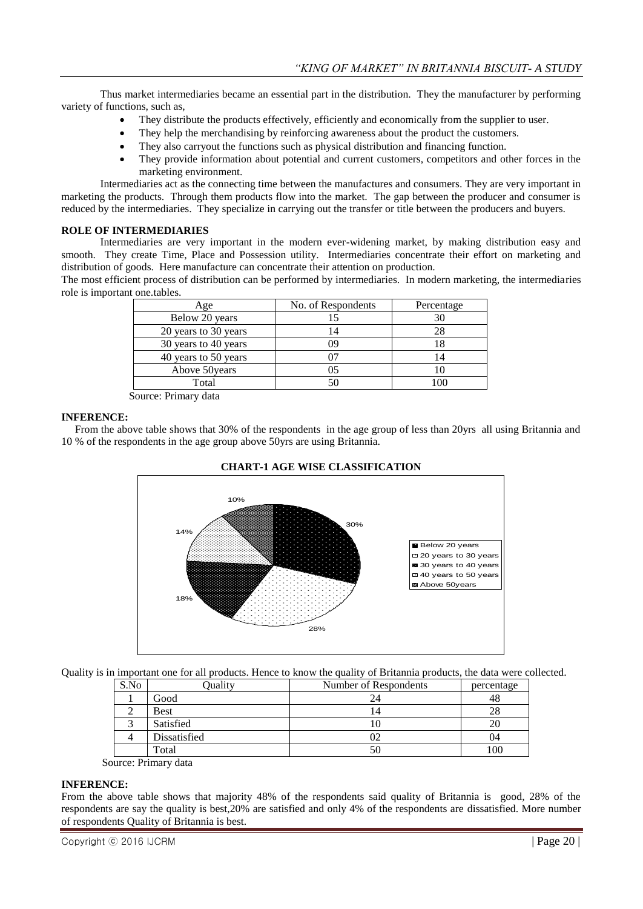Thus market intermediaries became an essential part in the distribution. They the manufacturer by performing variety of functions, such as,

- They distribute the products effectively, efficiently and economically from the supplier to user.
- They help the merchandising by reinforcing awareness about the product the customers.
- They also carryout the functions such as physical distribution and financing function.
- They provide information about potential and current customers, competitors and other forces in the marketing environment.

Intermediaries act as the connecting time between the manufactures and consumers. They are very important in marketing the products. Through them products flow into the market. The gap between the producer and consumer is reduced by the intermediaries. They specialize in carrying out the transfer or title between the producers and buyers.

**ROLE OF INTERMEDIARIES**

Intermediaries are very important in the modern ever-widening market, by making distribution easy and smooth. They create Time, Place and Possession utility. Intermediaries concentrate their effort on marketing and distribution of goods. Here manufacture can concentrate their attention on production.

The most efficient process of distribution can be performed by intermediaries. In modern marketing, the intermediaries role is important one.tables.

| Age | No. of Respondents | Percentage |
|---|---|---|
| Below 20 years | 15 | 30 |
| 20 years to 30 years | 14 | 28 |
| 30 years to 40 years | 09 | 18 |
| 40 years to 50 years | 07 | 14 |
| Above 50years | 05 | 10 |
| Total | 50 | 100 |

Source: Primary data

**INFERENCE:**

From the above table shows that 30% of the respondents in the age group of less than 20yrs all using Britannia and 10 % of the respondents in the age group above 50yrs are using Britannia.

**CHART-1 AGE WISE CLASSIFICATION**

Quality is in important one for all products. Hence to know the quality of Britannia products, the data were collected.

| S.No | Quality | Number of Respondents | percentage |
|---|---|---|---|
| 1 | Good | 24 | 48 |
| 2 | Best | 14 | 28 |
| 3 | Satisfied | 10 | 20 |
| 4 | Dissatisfied | 02 | 04 |
| | Total | 50 | 100 |

Source: Primary data

**INFERENCE:**

From the above table shows that majority 48% of the respondents said quality of Britannia is good, 28% of the respondents are say the quality is best,20% are satisfied and only 4% of the respondents are dissatisfied. More number of respondents Quality of Britannia is best.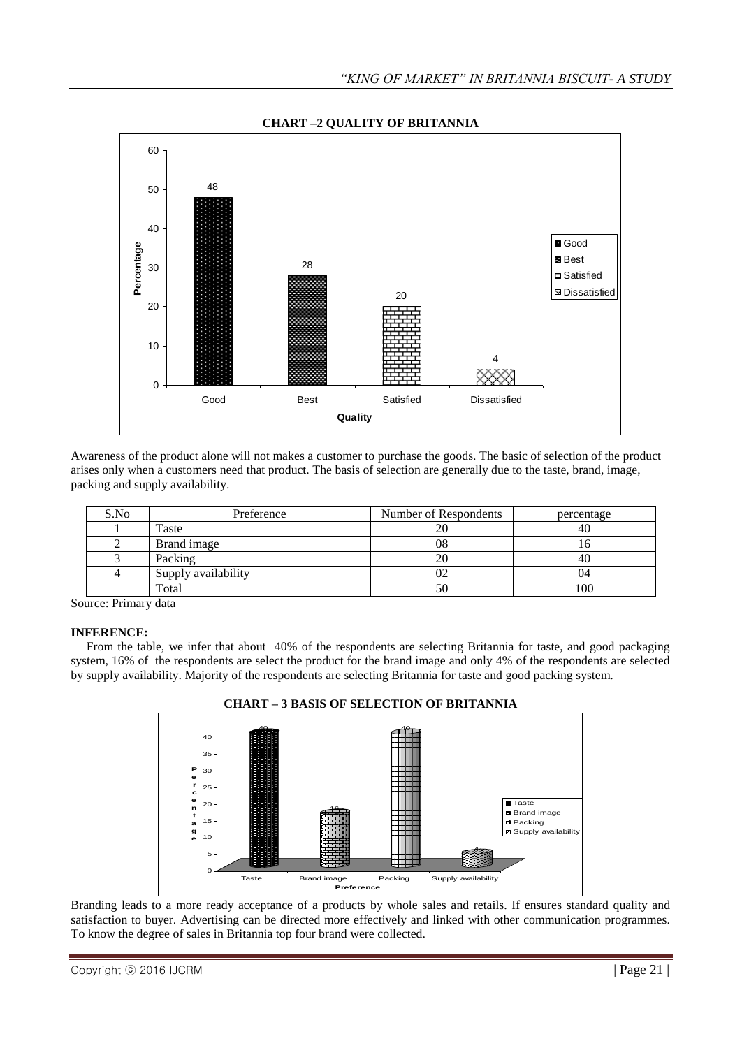**CHART –2 QUALITY OF BRITANNIA**

Awareness of the product alone will not makes a customer to purchase the goods. The basic of selection of the product arises only when a customers need that product. The basis of selection are generally due to the taste, brand, image, packing and supply availability.

| S.No | Preference | Number of Respondents | percentage |
|---|---|---|---|
| 1 | Taste | 20 | 40 |
| 2 | Brand image | 08 | 16 |
| 3 | Packing | 20 | 40 |
| 4 | Supply availability | 02 | 04 |
| | Total | 50 | 100 |

Source: Primary data

**INFERENCE:**

From the table, we infer that about 40% of the respondents are selecting Britannia for taste, and good packaging system, 16% of the respondents are select the product for the brand image and only 4% of the respondents are selected by supply availability. Majority of the respondents are selecting Britannia for taste and good packing system.

**CHART – 3 BASIS OF SELECTION OF BRITANNIA**

Branding leads to a more ready acceptance of a products by whole sales and retails. If ensures standard quality and satisfaction to buyer. Advertising can be directed more effectively and linked with other communication programmes. To know the degree of sales in Britannia top four brand were collected.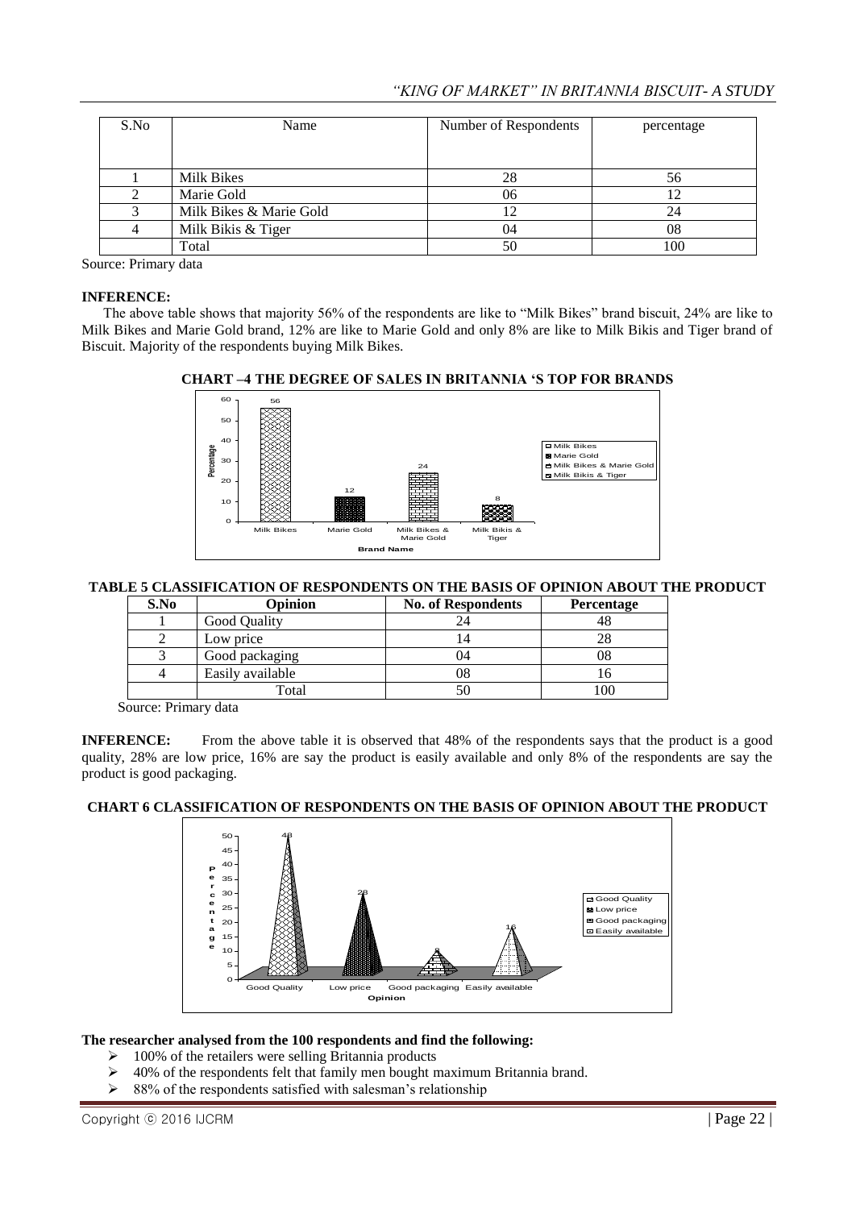| S.No | Name | Number of Respondents | percentage |
|---|---|---|---|
| 1 | Milk Bikes | 28 | 56 |
| 2 | Marie Gold | 06 | 12 |
| 3 | Milk Bikes & Marie Gold | 12 | 24 |
| 4 | Milk Bikis & Tiger | 04 | 08 |
| | Total | 50 | 100 |

Source: Primary data

**INFERENCE:**

The above table shows that majority 56% of the respondents are like to "Milk Bikes" brand biscuit, 24% are like to Milk Bikes and Marie Gold brand, 12% are like to Marie Gold and only 8% are like to Milk Bikis and Tiger brand of Biscuit. Majority of the respondents buying Milk Bikes.

**CHART –4 THE DEGREE OF SALES IN BRITANNIA 'S TOP FOR BRANDS**

**TABLE 5 CLASSIFICATION OF RESPONDENTS ON THE BASIS OF OPINION ABOUT THE PRODUCT**

| S.No | Opinion | No. of Respondents | Percentage |
|---|---|---|---|
| 1 | Good Quality | 24 | 48 |
| 2 | Low price | 14 | 28 |
| 3 | Good packaging | 04 | 08 |
| 4 | Easily available | 08 | 16 |
| | Total | 50 | 100 |

Source: Primary data

**INFERENCE:** From the above table it is observed that 48% of the respondents says that the product is a good quality, 28% are low price, 16% are say the product is easily available and only 8% of the respondents are say the product is good packaging.

**CHART 6 CLASSIFICATION OF RESPONDENTS ON THE BASIS OF OPINION ABOUT THE PRODUCT**

**The researcher analysed from the 100 respondents and find the following:**

- 100% of the retailers were selling Britannia products
- 40% of the respondents felt that family men bought maximum Britannia brand.
- 88% of the respondents satisfied with salesman's relationship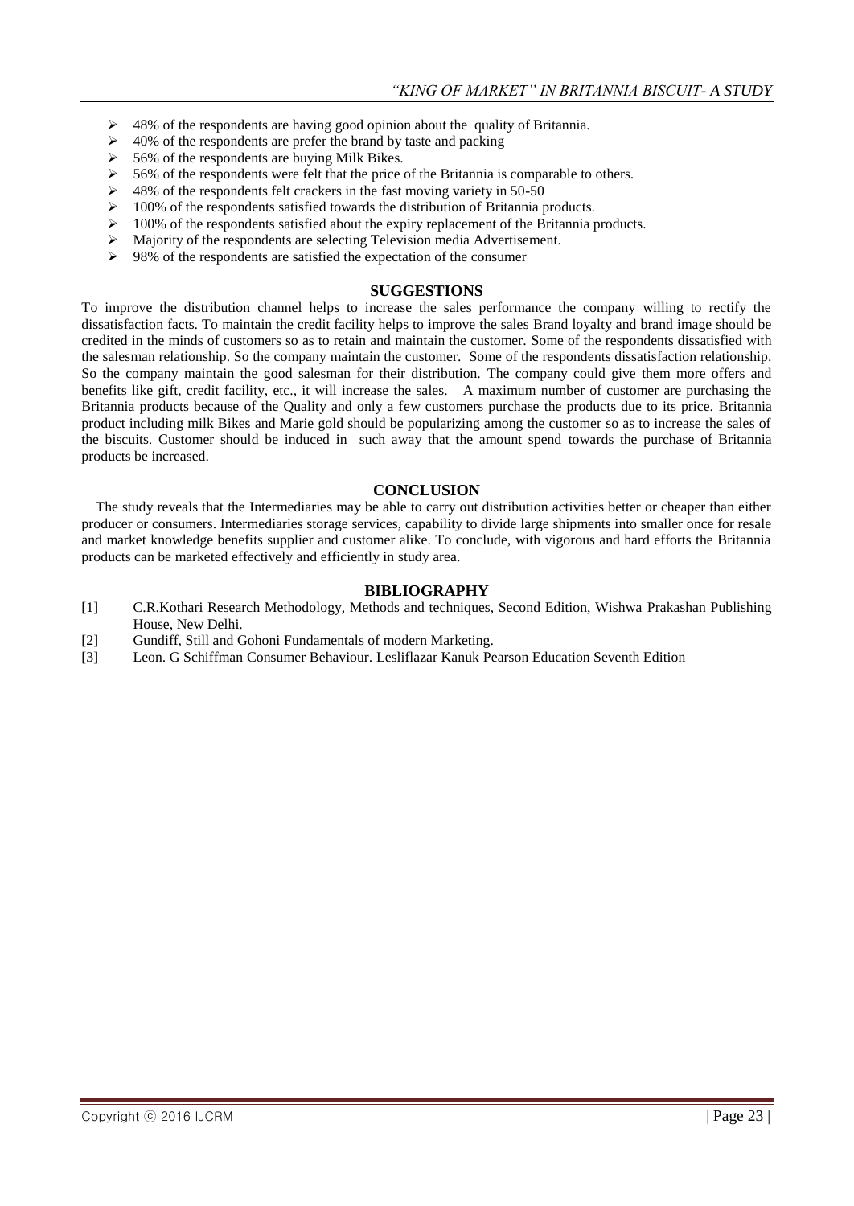- 48% of the respondents are having good opinion about the quality of Britannia.
- 40% of the respondents are prefer the brand by taste and packing
- 56% of the respondents are buying Milk Bikes.
- 56% of the respondents were felt that the price of the Britannia is comparable to others.
- 48% of the respondents felt crackers in the fast moving variety in 50-50
- 100% of the respondents satisfied towards the distribution of Britannia products.
- 100% of the respondents satisfied about the expiry replacement of the Britannia products.
- Majority of the respondents are selecting Television media Advertisement.
- 98% of the respondents are satisfied the expectation of the consumer

## SUGGESTIONS

To improve the distribution channel helps to increase the sales performance the company willing to rectify the dissatisfaction facts. To maintain the credit facility helps to improve the sales Brand loyalty and brand image should be credited in the minds of customers so as to retain and maintain the customer. Some of the respondents dissatisfied with the salesman relationship. So the company maintain the customer. Some of the respondents dissatisfaction relationship. So the company maintain the good salesman for their distribution. The company could give them more offers and benefits like gift, credit facility, etc., it will increase the sales. A maximum number of customer are purchasing the Britannia products because of the Quality and only a few customers purchase the products due to its price. Britannia product including milk Bikes and Marie gold should be popularizing among the customer so as to increase the sales of the biscuits. Customer should be induced in such away that the amount spend towards the purchase of Britannia products be increased.

## CONCLUSION

The study reveals that the Intermediaries may be able to carry out distribution activities better or cheaper than either producer or consumers. Intermediaries storage services, capability to divide large shipments into smaller once for resale and market knowledge benefits supplier and customer alike. To conclude, with vigorous and hard efforts the Britannia products can be marketed effectively and efficiently in study area.

## BIBLIOGRAPHY

[1] C.R.Kothari Research Methodology, Methods and techniques, Second Edition, Wishwa Prakashan Publishing House, New Delhi.

[2] Gundiff, Still and Gohoni Fundamentals of modern Marketing.

[3] Leon. G Schiffman Consumer Behaviour. Lesliflazar Kanuk Pearson Education Seventh Edition